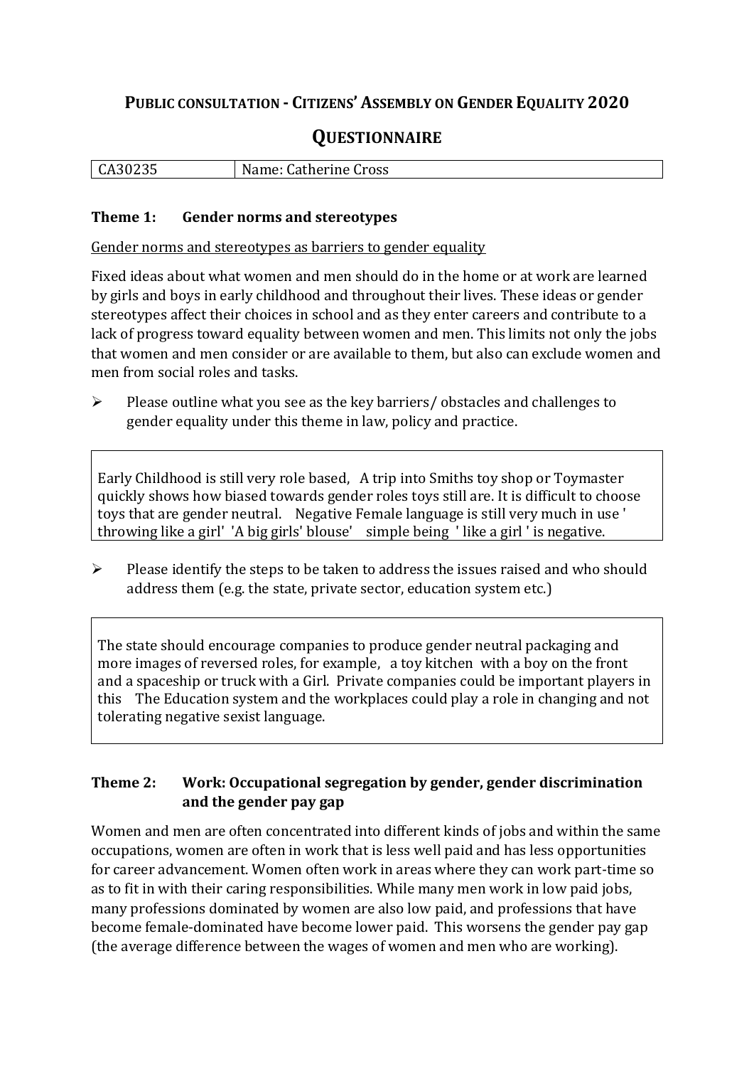# Public consultation - Citizens' Assembly on Gender Equality 2020

## Questionnaire

| CA30235 | Name: Catherine Cross |
|---|---|

### Theme 1: Gender norms and stereotypes

Gender norms and stereotypes as barriers to gender equality

Fixed ideas about what women and men should do in the home or at work are learned by girls and boys in early childhood and throughout their lives. These ideas or gender stereotypes affect their choices in school and as they enter careers and contribute to a lack of progress toward equality between women and men. This limits not only the jobs that women and men consider or are available to them, but also can exclude women and men from social roles and tasks.

- Please outline what you see as the key barriers/ obstacles and challenges to gender equality under this theme in law, policy and practice.

Early Childhood is still very role based, A trip into Smiths toy shop or Toymaster quickly shows how biased towards gender roles toys still are. It is difficult to choose toys that are gender neutral. Negative Female language is still very much in use ' throwing like a girl' 'A big girls' blouse' simple being ' like a girl ' is negative.

- Please identify the steps to be taken to address the issues raised and who should address them (e.g. the state, private sector, education system etc.)

The state should encourage companies to produce gender neutral packaging and more images of reversed roles, for example, a toy kitchen with a boy on the front and a spaceship or truck with a Girl. Private companies could be important players in this The Education system and the workplaces could play a role in changing and not tolerating negative sexist language.

### Theme 2: Work: Occupational segregation by gender, gender discrimination and the gender pay gap

Women and men are often concentrated into different kinds of jobs and within the same occupations, women are often in work that is less well paid and has less opportunities for career advancement. Women often work in areas where they can work part-time so as to fit in with their caring responsibilities. While many men work in low paid jobs, many professions dominated by women are also low paid, and professions that have become female-dominated have become lower paid. This worsens the gender pay gap (the average difference between the wages of women and men who are working).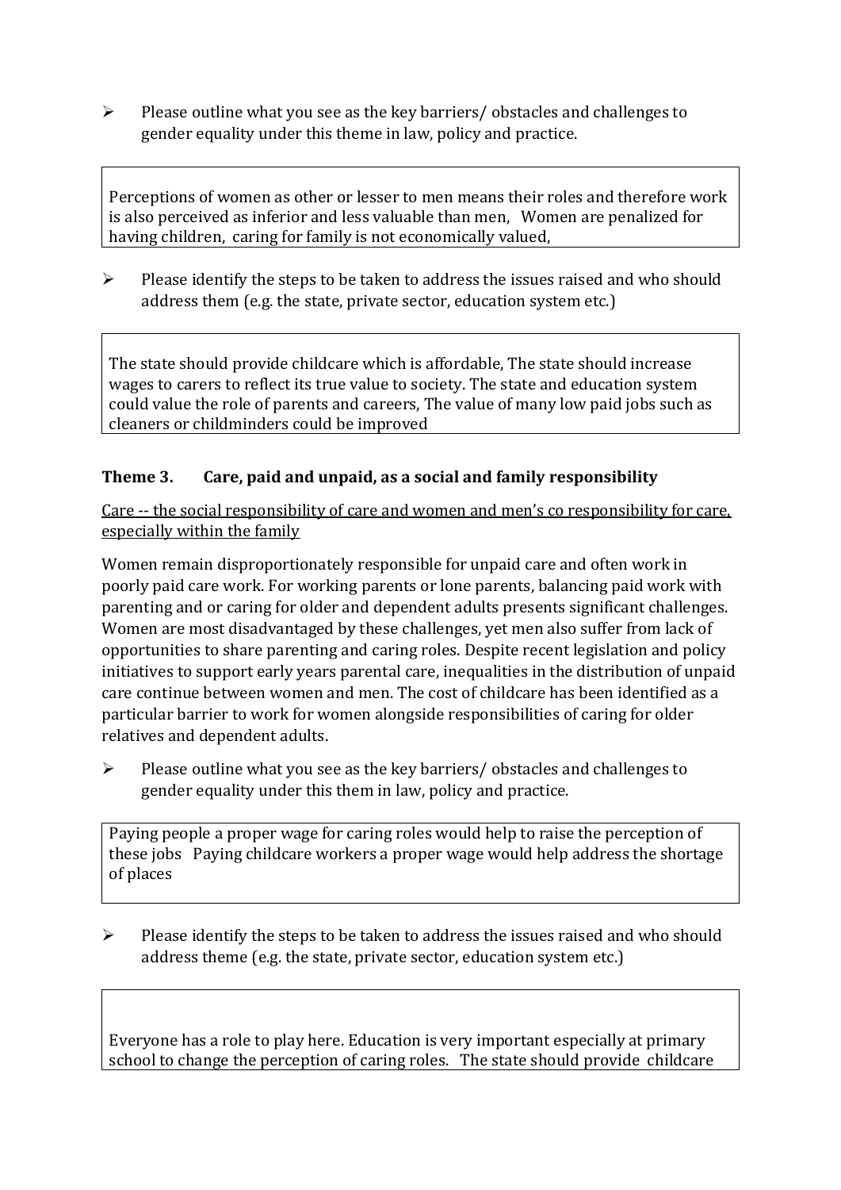- Please outline what you see as the key barriers/ obstacles and challenges to gender equality under this theme in law, policy and practice.

> Perceptions of women as other or lesser to men means their roles and therefore work is also perceived as inferior and less valuable than men, Women are penalized for having children, caring for family is not economically valued,

- Please identify the steps to be taken to address the issues raised and who should address them (e.g. the state, private sector, education system etc.)

> The state should provide childcare which is affordable, The state should increase wages to carers to reflect its true value to society. The state and education system could value the role of parents and careers, The value of many low paid jobs such as cleaners or childminders could be improved

### Theme 3. Care, paid and unpaid, as a social and family responsibility

<u>Care -- the social responsibility of care and women and men's co responsibility for care, especially within the family</u>

Women remain disproportionately responsible for unpaid care and often work in poorly paid care work. For working parents or lone parents, balancing paid work with parenting and or caring for older and dependent adults presents significant challenges. Women are most disadvantaged by these challenges, yet men also suffer from lack of opportunities to share parenting and caring roles. Despite recent legislation and policy initiatives to support early years parental care, inequalities in the distribution of unpaid care continue between women and men. The cost of childcare has been identified as a particular barrier to work for women alongside responsibilities of caring for older relatives and dependent adults.

- Please outline what you see as the key barriers/ obstacles and challenges to gender equality under this them in law, policy and practice.

> Paying people a proper wage for caring roles would help to raise the perception of these jobs Paying childcare workers a proper wage would help address the shortage of places

- Please identify the steps to be taken to address the issues raised and who should address theme (e.g. the state, private sector, education system etc.)

> Everyone has a role to play here. Education is very important especially at primary school to change the perception of caring roles. The state should provide childcare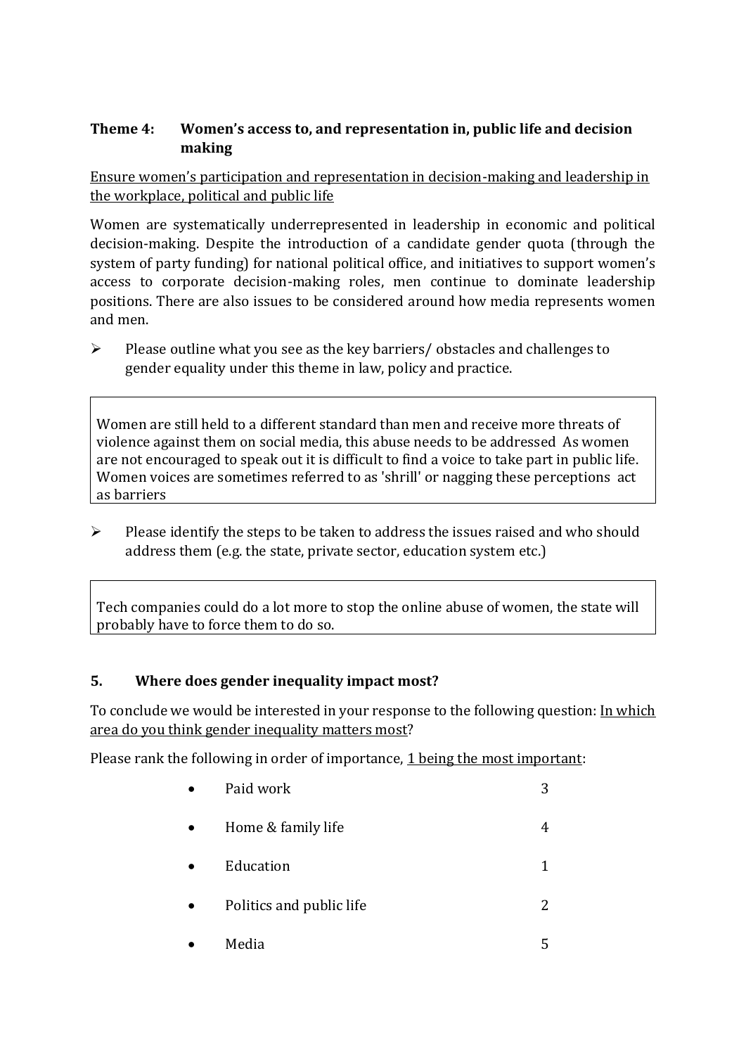### Theme 4: Women's access to, and representation in, public life and decision making

<u>Ensure women's participation and representation in decision-making and leadership in the workplace, political and public life</u>

Women are systematically underrepresented in leadership in economic and political decision-making. Despite the introduction of a candidate gender quota (through the system of party funding) for national political office, and initiatives to support women's access to corporate decision-making roles, men continue to dominate leadership positions. There are also issues to be considered around how media represents women and men.

- Please outline what you see as the key barriers/ obstacles and challenges to gender equality under this theme in law, policy and practice.

> Women are still held to a different standard than men and receive more threats of violence against them on social media, this abuse needs to be addressed As women are not encouraged to speak out it is difficult to find a voice to take part in public life. Women voices are sometimes referred to as 'shrill' or nagging these perceptions act as barriers

- Please identify the steps to be taken to address the issues raised and who should address them (e.g. the state, private sector, education system etc.)

> Tech companies could do a lot more to stop the online abuse of women, the state will probably have to force them to do so.

### 5. Where does gender inequality impact most?

To conclude we would be interested in your response to the following question: <u>In which area do you think gender inequality matters most</u>?

Please rank the following in order of importance, <u>1 being the most important</u>:

| Area | Rank |
|---|---|
| Paid work | 3 |
| Home & family life | 4 |
| Education | 1 |
| Politics and public life | 2 |
| Media | 5 |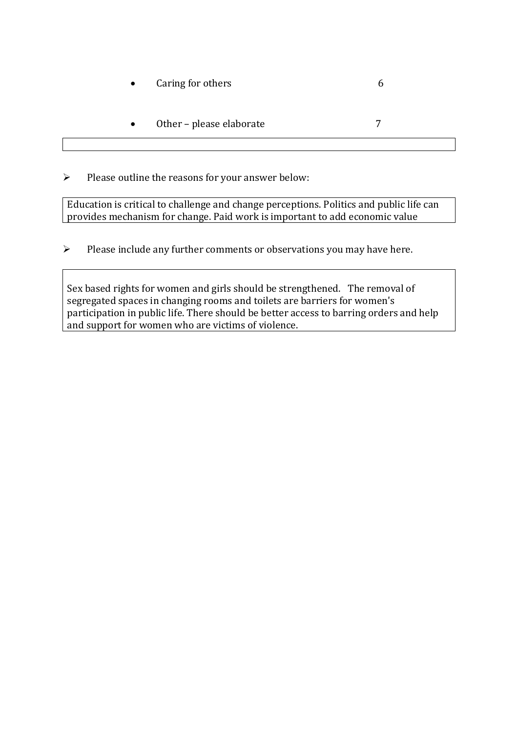- Caring for others 6

- Other – please elaborate 7

| |
|---|
| |

- Please outline the reasons for your answer below:

| |
|---|
| Education is critical to challenge and change perceptions. Politics and public life can provides mechanism for change. Paid work is important to add economic value |

- Please include any further comments or observations you may have here.

| |
|---|
| Sex based rights for women and girls should be strengthened. The removal of segregated spaces in changing rooms and toilets are barriers for women's participation in public life. There should be better access to barring orders and help and support for women who are victims of violence. |